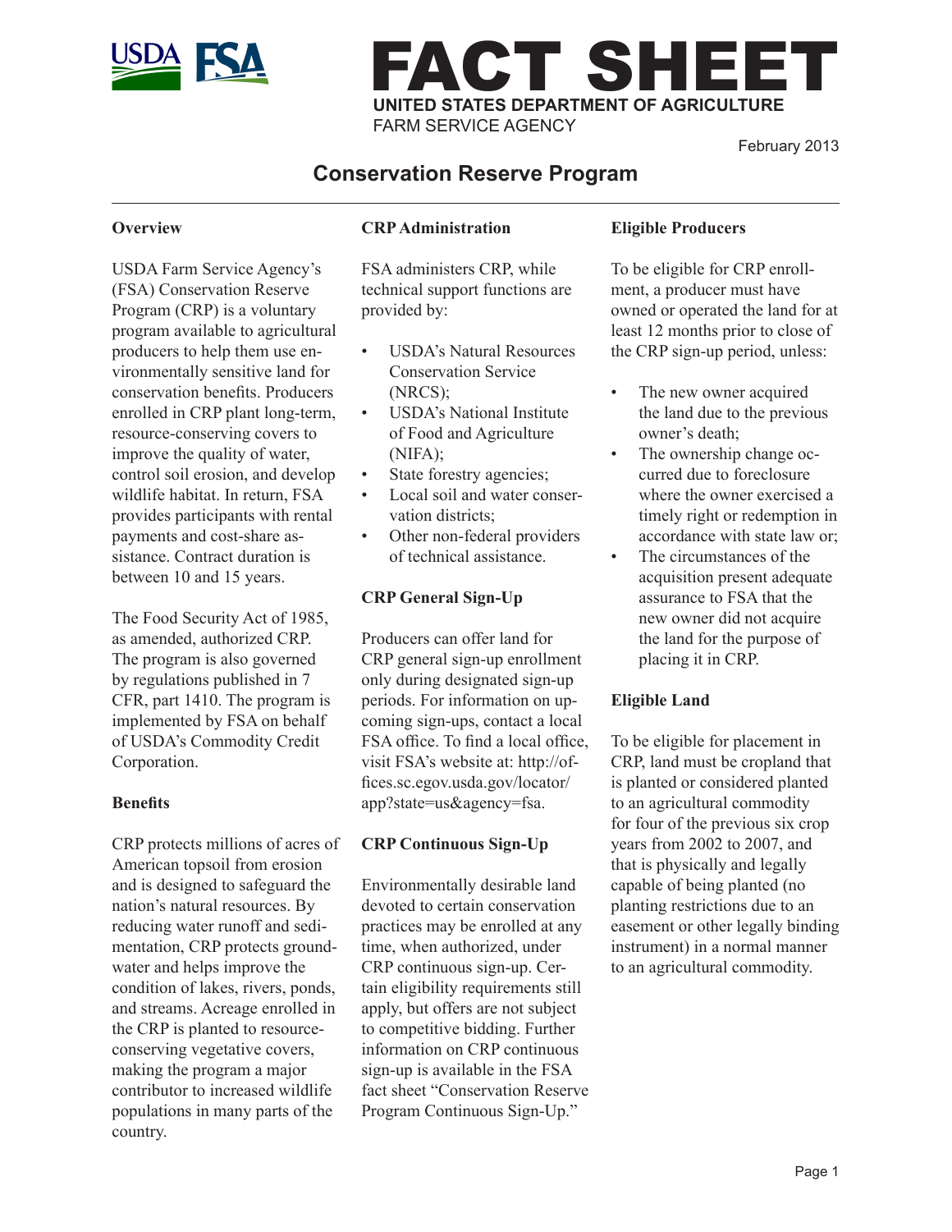# FACT SHEET

**UNITED STATES DEPARTMENT OF AGRICULTURE**
FARM SERVICE AGENCY

February 2013

## Conservation Reserve Program

### Overview

USDA Farm Service Agency's (FSA) Conservation Reserve Program (CRP) is a voluntary program available to agricultural producers to help them use environmentally sensitive land for conservation benefits. Producers enrolled in CRP plant long-term, resource-conserving covers to improve the quality of water, control soil erosion, and develop wildlife habitat. In return, FSA provides participants with rental payments and cost-share assistance. Contract duration is between 10 and 15 years.

The Food Security Act of 1985, as amended, authorized CRP. The program is also governed by regulations published in 7 CFR, part 1410. The program is implemented by FSA on behalf of USDA's Commodity Credit Corporation.

### Benefits

CRP protects millions of acres of American topsoil from erosion and is designed to safeguard the nation's natural resources. By reducing water runoff and sedimentation, CRP protects groundwater and helps improve the condition of lakes, rivers, ponds, and streams. Acreage enrolled in the CRP is planted to resource-conserving vegetative covers, making the program a major contributor to increased wildlife populations in many parts of the country.

### CRP Administration

FSA administers CRP, while technical support functions are provided by:

- USDA's Natural Resources Conservation Service (NRCS);
- USDA's National Institute of Food and Agriculture (NIFA);
- State forestry agencies;
- Local soil and water conservation districts;
- Other non-federal providers of technical assistance.

### CRP General Sign-Up

Producers can offer land for CRP general sign-up enrollment only during designated sign-up periods. For information on upcoming sign-ups, contact a local FSA office. To find a local office, visit FSA's website at: http://offices.sc.egov.usda.gov/locator/app?state=us&agency=fsa.

### CRP Continuous Sign-Up

Environmentally desirable land devoted to certain conservation practices may be enrolled at any time, when authorized, under CRP continuous sign-up. Certain eligibility requirements still apply, but offers are not subject to competitive bidding. Further information on CRP continuous sign-up is available in the FSA fact sheet "Conservation Reserve Program Continuous Sign-Up."

### Eligible Producers

To be eligible for CRP enrollment, a producer must have owned or operated the land for at least 12 months prior to close of the CRP sign-up period, unless:

- The new owner acquired the land due to the previous owner's death;
- The ownership change occurred due to foreclosure where the owner exercised a timely right or redemption in accordance with state law or;
- The circumstances of the acquisition present adequate assurance to FSA that the new owner did not acquire the land for the purpose of placing it in CRP.

### Eligible Land

To be eligible for placement in CRP, land must be cropland that is planted or considered planted to an agricultural commodity for four of the previous six crop years from 2002 to 2007, and that is physically and legally capable of being planted (no planting restrictions due to an easement or other legally binding instrument) in a normal manner to an agricultural commodity.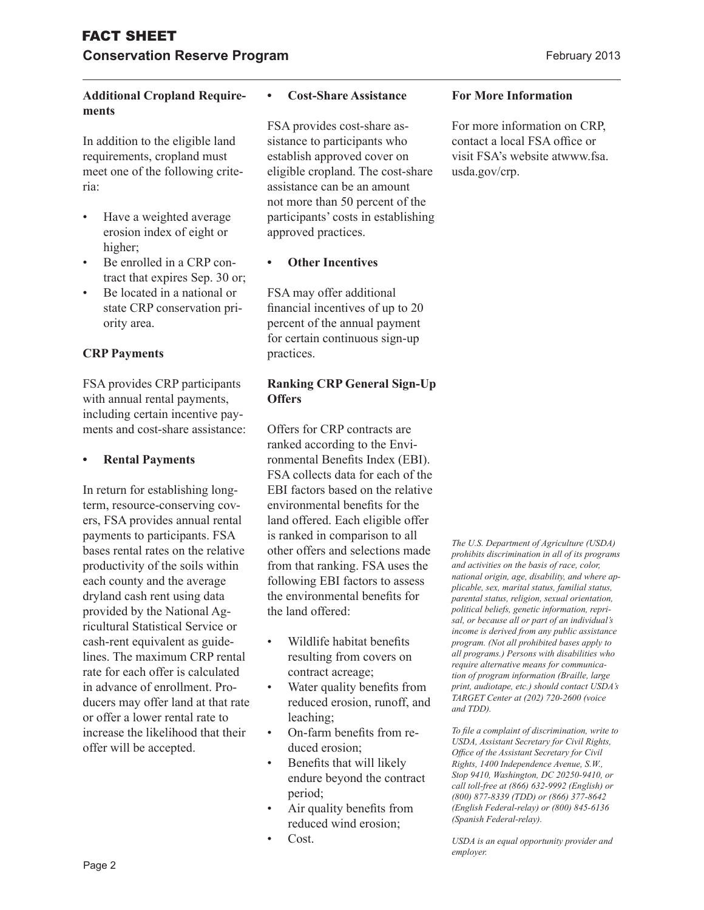### Additional Cropland Requirements

In addition to the eligible land requirements, cropland must meet one of the following criteria:

- Have a weighted average erosion index of eight or higher;
- Be enrolled in a CRP contract that expires Sep. 30 or;
- Be located in a national or state CRP conservation priority area.

### CRP Payments

FSA provides CRP participants with annual rental payments, including certain incentive payments and cost-share assistance:

- **Rental Payments**

In return for establishing long-term, resource-conserving covers, FSA provides annual rental payments to participants. FSA bases rental rates on the relative productivity of the soils within each county and the average dryland cash rent using data provided by the National Agricultural Statistical Service or cash-rent equivalent as guidelines. The maximum CRP rental rate for each offer is calculated in advance of enrollment. Producers may offer land at that rate or offer a lower rental rate to increase the likelihood that their offer will be accepted.

- **Cost-Share Assistance**

FSA provides cost-share assistance to participants who establish approved cover on eligible cropland. The cost-share assistance can be an amount not more than 50 percent of the participants' costs in establishing approved practices.

- **Other Incentives**

FSA may offer additional financial incentives of up to 20 percent of the annual payment for certain continuous sign-up practices.

### Ranking CRP General Sign-Up Offers

Offers for CRP contracts are ranked according to the Environmental Benefits Index (EBI). FSA collects data for each of the EBI factors based on the relative environmental benefits for the land offered. Each eligible offer is ranked in comparison to all other offers and selections made from that ranking. FSA uses the following EBI factors to assess the environmental benefits for the land offered:

- Wildlife habitat benefits resulting from covers on contract acreage;
- Water quality benefits from reduced erosion, runoff, and leaching;
- On-farm benefits from reduced erosion;
- Benefits that will likely endure beyond the contract period;
- Air quality benefits from reduced wind erosion;
- Cost.

### For More Information

For more information on CRP, contact a local FSA office or visit FSA's website atwww.fsa.usda.gov/crp.

*The U.S. Department of Agriculture (USDA) prohibits discrimination in all of its programs and activities on the basis of race, color, national origin, age, disability, and where applicable, sex, marital status, familial status, parental status, religion, sexual orientation, political beliefs, genetic information, reprisal, or because all or part of an individual's income is derived from any public assistance program. (Not all prohibited bases apply to all programs.) Persons with disabilities who require alternative means for communication of program information (Braille, large print, audiotape, etc.) should contact USDA's TARGET Center at (202) 720-2600 (voice and TDD).*

*To file a complaint of discrimination, write to USDA, Assistant Secretary for Civil Rights, Office of the Assistant Secretary for Civil Rights, 1400 Independence Avenue, S.W., Stop 9410, Washington, DC 20250-9410, or call toll-free at (866) 632-9992 (English) or (800) 877-8339 (TDD) or (866) 377-8642 (English Federal-relay) or (800) 845-6136 (Spanish Federal-relay).*

*USDA is an equal opportunity provider and employer.*